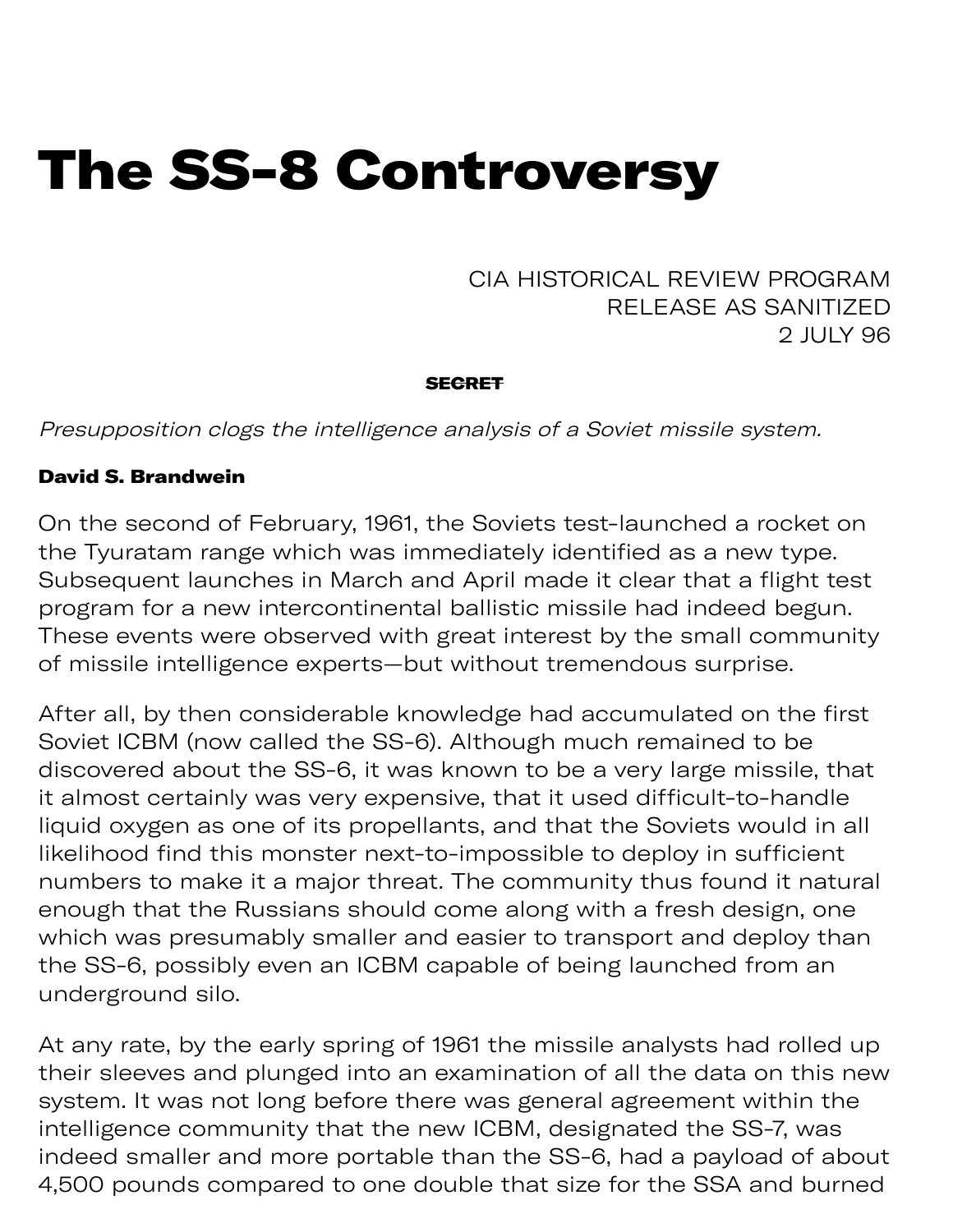# The SS-8 Controversy

CIA HISTORICAL REVIEW PROGRAM
RELEASE AS SANITIZED
2 JULY 96

~~**SECRET**~~

*Presupposition clogs the intelligence analysis of a Soviet missile system.*

**David S. Brandwein**

On the second of February, 1961, the Soviets test-launched a rocket on the Tyuratam range which was immediately identified as a new type. Subsequent launches in March and April made it clear that a flight test program for a new intercontinental ballistic missile had indeed begun. These events were observed with great interest by the small community of missile intelligence experts—but without tremendous surprise.

After all, by then considerable knowledge had accumulated on the first Soviet ICBM (now called the SS-6). Although much remained to be discovered about the SS-6, it was known to be a very large missile, that it almost certainly was very expensive, that it used difficult-to-handle liquid oxygen as one of its propellants, and that the Soviets would in all likelihood find this monster next-to-impossible to deploy in sufficient numbers to make it a major threat. The community thus found it natural enough that the Russians should come along with a fresh design, one which was presumably smaller and easier to transport and deploy than the SS-6, possibly even an ICBM capable of being launched from an underground silo.

At any rate, by the early spring of 1961 the missile analysts had rolled up their sleeves and plunged into an examination of all the data on this new system. It was not long before there was general agreement within the intelligence community that the new ICBM, designated the SS-7, was indeed smaller and more portable than the SS-6, had a payload of about 4,500 pounds compared to one double that size for the SSA and burned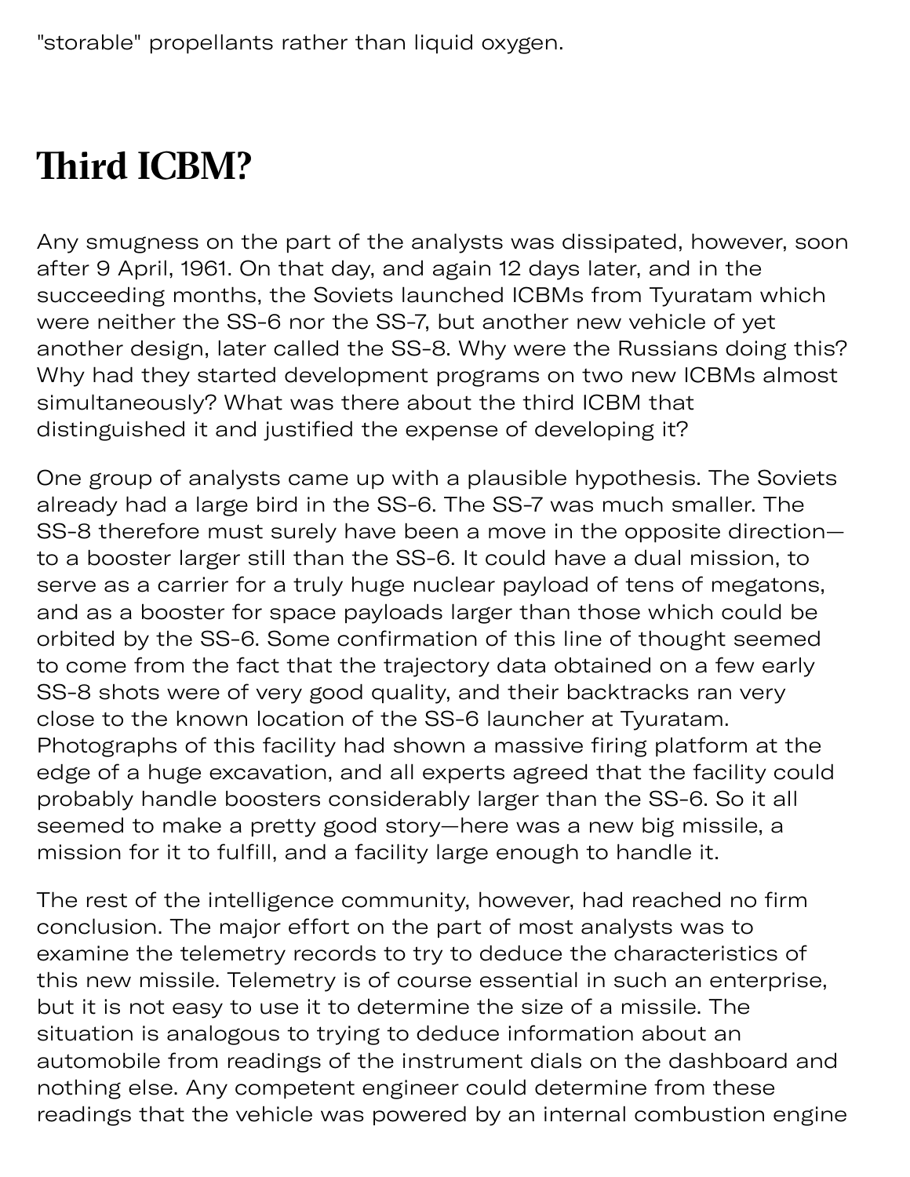"storable" propellants rather than liquid oxygen.

## Third ICBM?

Any smugness on the part of the analysts was dissipated, however, soon after 9 April, 1961. On that day, and again 12 days later, and in the succeeding months, the Soviets launched ICBMs from Tyuratam which were neither the SS-6 nor the SS-7, but another new vehicle of yet another design, later called the SS-8. Why were the Russians doing this? Why had they started development programs on two new ICBMs almost simultaneously? What was there about the third ICBM that distinguished it and justified the expense of developing it?

One group of analysts came up with a plausible hypothesis. The Soviets already had a large bird in the SS-6. The SS-7 was much smaller. The SS-8 therefore must surely have been a move in the opposite direction—to a booster larger still than the SS-6. It could have a dual mission, to serve as a carrier for a truly huge nuclear payload of tens of megatons, and as a booster for space payloads larger than those which could be orbited by the SS-6. Some confirmation of this line of thought seemed to come from the fact that the trajectory data obtained on a few early SS-8 shots were of very good quality, and their backtracks ran very close to the known location of the SS-6 launcher at Tyuratam. Photographs of this facility had shown a massive firing platform at the edge of a huge excavation, and all experts agreed that the facility could probably handle boosters considerably larger than the SS-6. So it all seemed to make a pretty good story—here was a new big missile, a mission for it to fulfill, and a facility large enough to handle it.

The rest of the intelligence community, however, had reached no firm conclusion. The major effort on the part of most analysts was to examine the telemetry records to try to deduce the characteristics of this new missile. Telemetry is of course essential in such an enterprise, but it is not easy to use it to determine the size of a missile. The situation is analogous to trying to deduce information about an automobile from readings of the instrument dials on the dashboard and nothing else. Any competent engineer could determine from these readings that the vehicle was powered by an internal combustion engine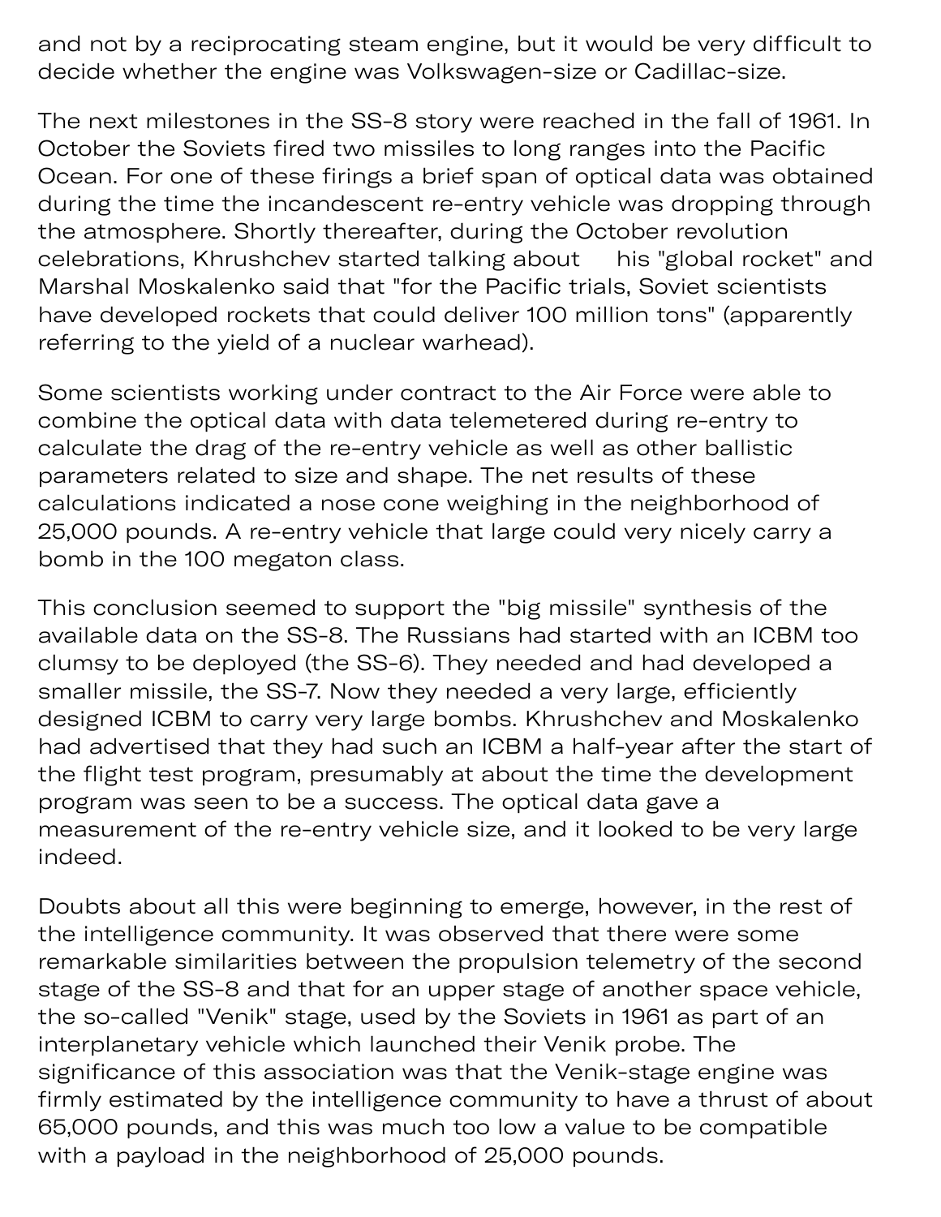and not by a reciprocating steam engine, but it would be very difficult to decide whether the engine was Volkswagen-size or Cadillac-size.

The next milestones in the SS-8 story were reached in the fall of 1961. In October the Soviets fired two missiles to long ranges into the Pacific Ocean. For one of these firings a brief span of optical data was obtained during the time the incandescent re-entry vehicle was dropping through the atmosphere. Shortly thereafter, during the October revolution celebrations, Khrushchev started talking about his "global rocket" and Marshal Moskalenko said that "for the Pacific trials, Soviet scientists have developed rockets that could deliver 100 million tons" (apparently referring to the yield of a nuclear warhead).

Some scientists working under contract to the Air Force were able to combine the optical data with data telemetered during re-entry to calculate the drag of the re-entry vehicle as well as other ballistic parameters related to size and shape. The net results of these calculations indicated a nose cone weighing in the neighborhood of 25,000 pounds. A re-entry vehicle that large could very nicely carry a bomb in the 100 megaton class.

This conclusion seemed to support the "big missile" synthesis of the available data on the SS-8. The Russians had started with an ICBM too clumsy to be deployed (the SS-6). They needed and had developed a smaller missile, the SS-7. Now they needed a very large, efficiently designed ICBM to carry very large bombs. Khrushchev and Moskalenko had advertised that they had such an ICBM a half-year after the start of the flight test program, presumably at about the time the development program was seen to be a success. The optical data gave a measurement of the re-entry vehicle size, and it looked to be very large indeed.

Doubts about all this were beginning to emerge, however, in the rest of the intelligence community. It was observed that there were some remarkable similarities between the propulsion telemetry of the second stage of the SS-8 and that for an upper stage of another space vehicle, the so-called "Venik" stage, used by the Soviets in 1961 as part of an interplanetary vehicle which launched their Venik probe. The significance of this association was that the Venik-stage engine was firmly estimated by the intelligence community to have a thrust of about 65,000 pounds, and this was much too low a value to be compatible with a payload in the neighborhood of 25,000 pounds.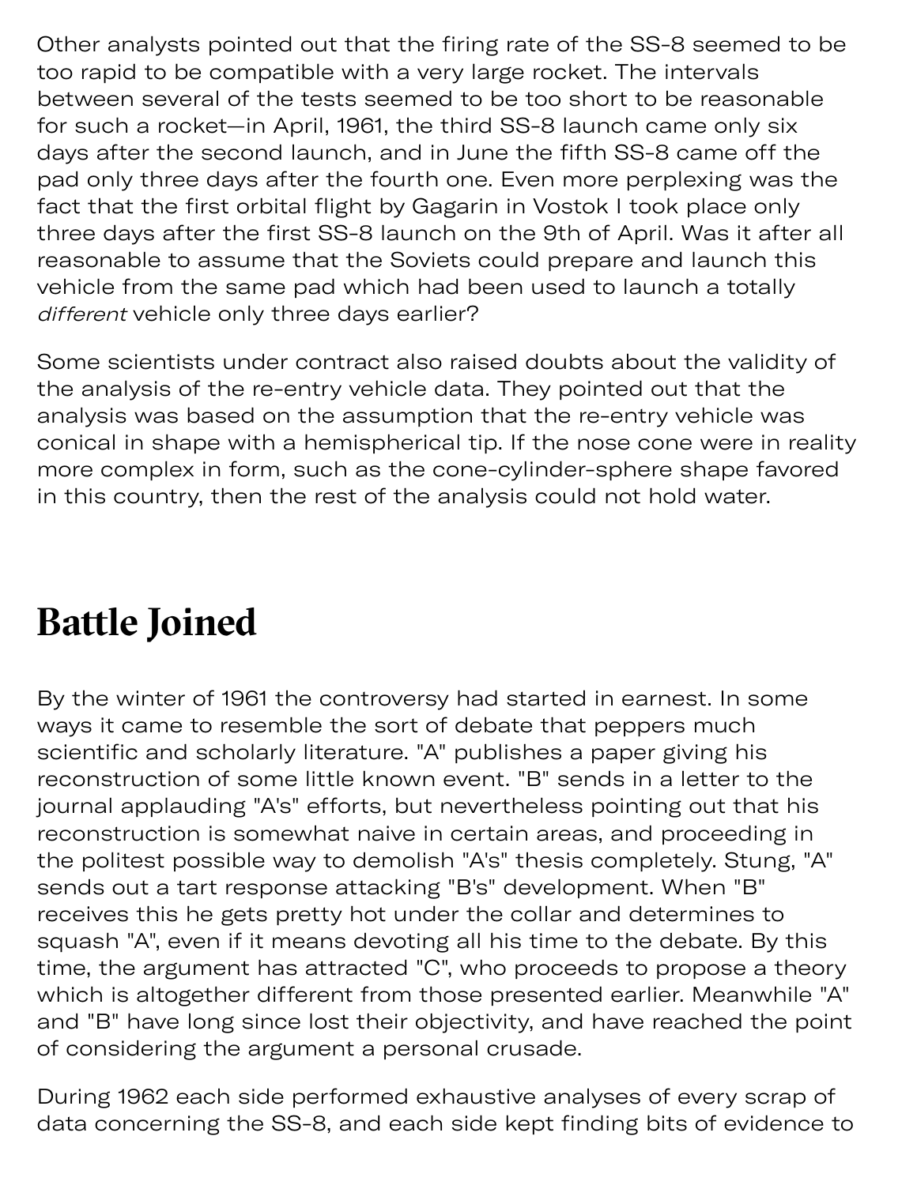Other analysts pointed out that the firing rate of the SS-8 seemed to be too rapid to be compatible with a very large rocket. The intervals between several of the tests seemed to be too short to be reasonable for such a rocket—in April, 1961, the third SS-8 launch came only six days after the second launch, and in June the fifth SS-8 came off the pad only three days after the fourth one. Even more perplexing was the fact that the first orbital flight by Gagarin in Vostok I took place only three days after the first SS-8 launch on the 9th of April. Was it after all reasonable to assume that the Soviets could prepare and launch this vehicle from the same pad which had been used to launch a totally *different* vehicle only three days earlier?

Some scientists under contract also raised doubts about the validity of the analysis of the re-entry vehicle data. They pointed out that the analysis was based on the assumption that the re-entry vehicle was conical in shape with a hemispherical tip. If the nose cone were in reality more complex in form, such as the cone-cylinder-sphere shape favored in this country, then the rest of the analysis could not hold water.

## Battle Joined

By the winter of 1961 the controversy had started in earnest. In some ways it came to resemble the sort of debate that peppers much scientific and scholarly literature. "A" publishes a paper giving his reconstruction of some little known event. "B" sends in a letter to the journal applauding "A's" efforts, but nevertheless pointing out that his reconstruction is somewhat naive in certain areas, and proceeding in the politest possible way to demolish "A's" thesis completely. Stung, "A" sends out a tart response attacking "B's" development. When "B" receives this he gets pretty hot under the collar and determines to squash "A", even if it means devoting all his time to the debate. By this time, the argument has attracted "C", who proceeds to propose a theory which is altogether different from those presented earlier. Meanwhile "A" and "B" have long since lost their objectivity, and have reached the point of considering the argument a personal crusade.

During 1962 each side performed exhaustive analyses of every scrap of data concerning the SS-8, and each side kept finding bits of evidence to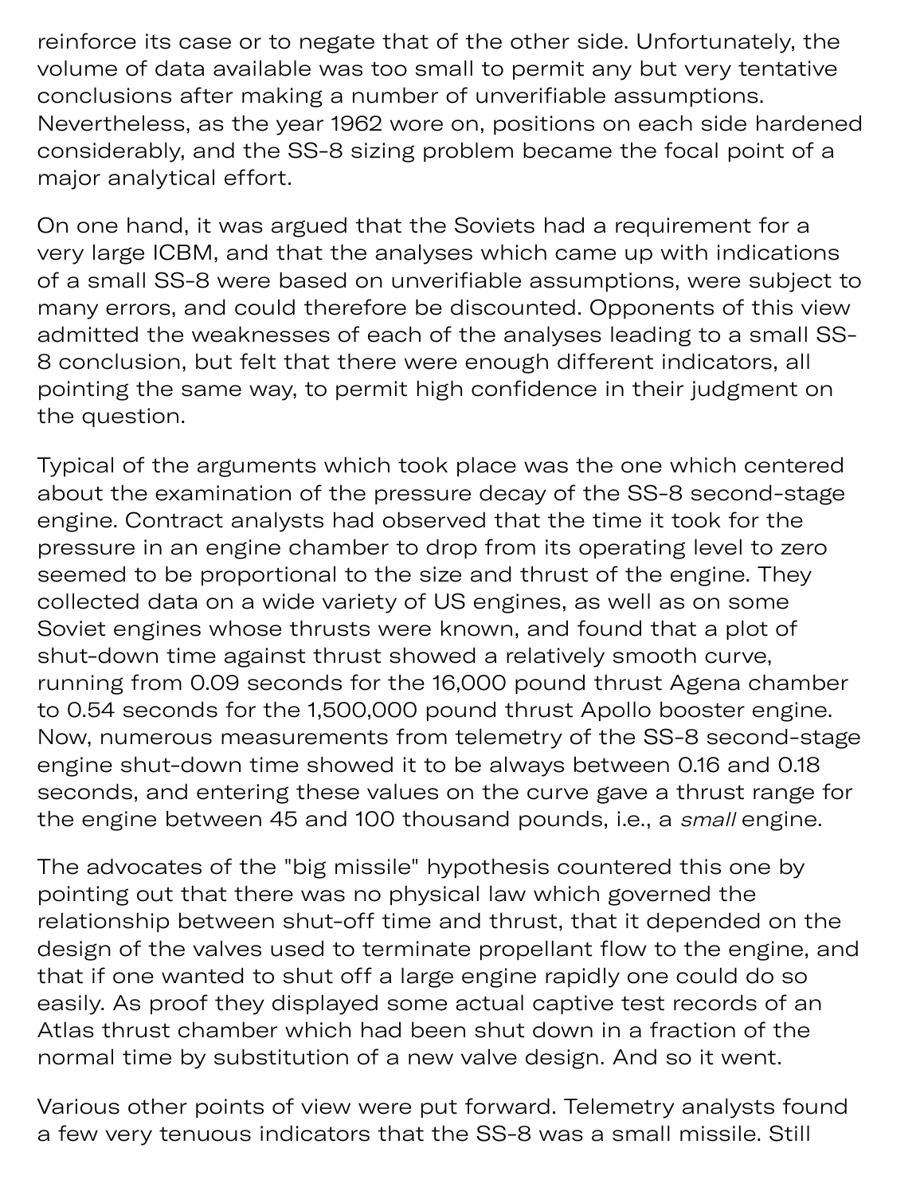reinforce its case or to negate that of the other side. Unfortunately, the volume of data available was too small to permit any but very tentative conclusions after making a number of unverifiable assumptions. Nevertheless, as the year 1962 wore on, positions on each side hardened considerably, and the SS-8 sizing problem became the focal point of a major analytical effort.

On one hand, it was argued that the Soviets had a requirement for a very large ICBM, and that the analyses which came up with indications of a small SS-8 were based on unverifiable assumptions, were subject to many errors, and could therefore be discounted. Opponents of this view admitted the weaknesses of each of the analyses leading to a small SS-8 conclusion, but felt that there were enough different indicators, all pointing the same way, to permit high confidence in their judgment on the question.

Typical of the arguments which took place was the one which centered about the examination of the pressure decay of the SS-8 second-stage engine. Contract analysts had observed that the time it took for the pressure in an engine chamber to drop from its operating level to zero seemed to be proportional to the size and thrust of the engine. They collected data on a wide variety of US engines, as well as on some Soviet engines whose thrusts were known, and found that a plot of shut-down time against thrust showed a relatively smooth curve, running from 0.09 seconds for the 16,000 pound thrust Agena chamber to 0.54 seconds for the 1,500,000 pound thrust Apollo booster engine. Now, numerous measurements from telemetry of the SS-8 second-stage engine shut-down time showed it to be always between 0.16 and 0.18 seconds, and entering these values on the curve gave a thrust range for the engine between 45 and 100 thousand pounds, i.e., a *small* engine.

The advocates of the "big missile" hypothesis countered this one by pointing out that there was no physical law which governed the relationship between shut-off time and thrust, that it depended on the design of the valves used to terminate propellant flow to the engine, and that if one wanted to shut off a large engine rapidly one could do so easily. As proof they displayed some actual captive test records of an Atlas thrust chamber which had been shut down in a fraction of the normal time by substitution of a new valve design. And so it went.

Various other points of view were put forward. Telemetry analysts found a few very tenuous indicators that the SS-8 was a small missile. Still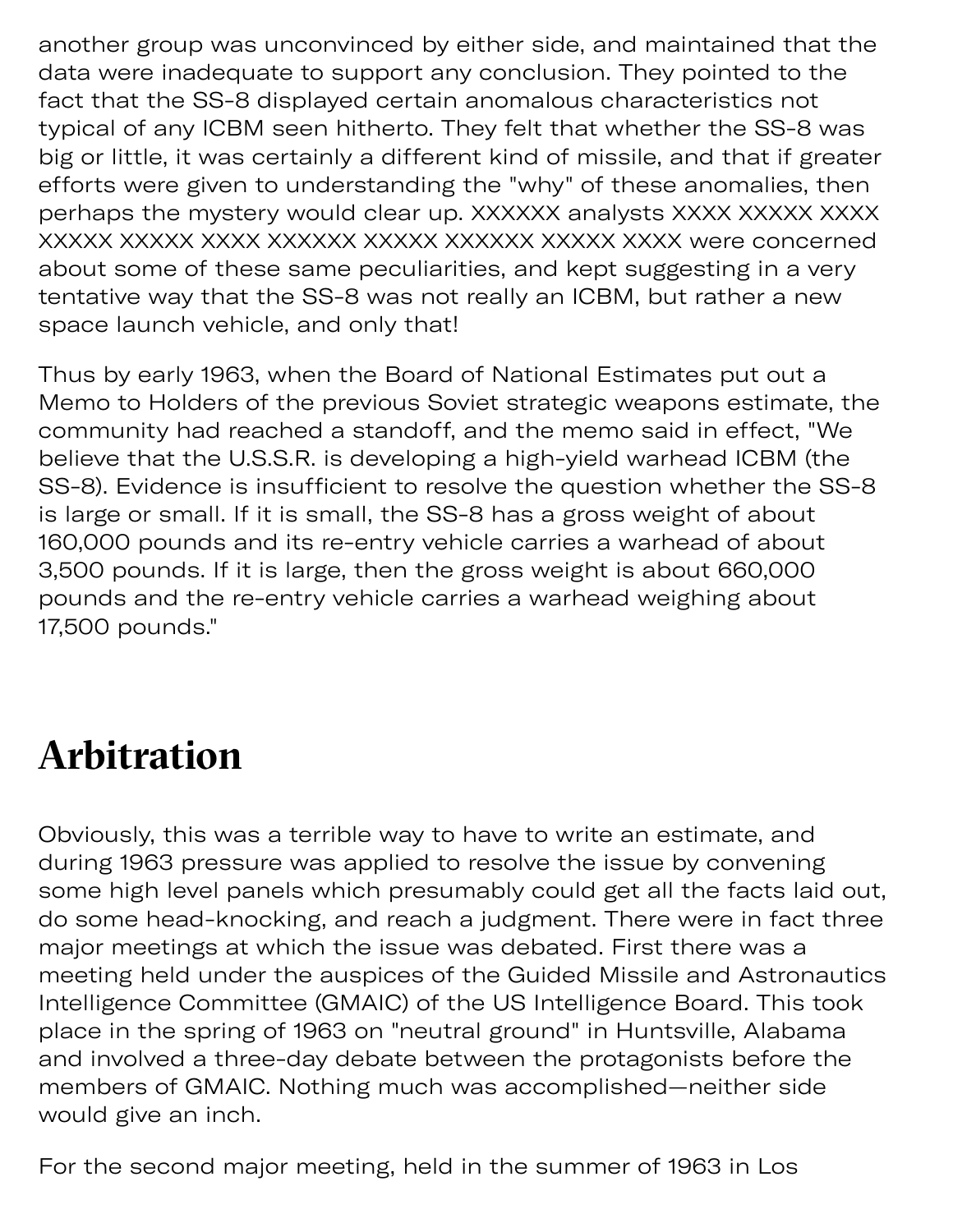another group was unconvinced by either side, and maintained that the data were inadequate to support any conclusion. They pointed to the fact that the SS-8 displayed certain anomalous characteristics not typical of any ICBM seen hitherto. They felt that whether the SS-8 was big or little, it was certainly a different kind of missile, and that if greater efforts were given to understanding the "why" of these anomalies, then perhaps the mystery would clear up. XXXXXX analysts XXXX XXXXX XXXX XXXXX XXXXX XXXX XXXXXX XXXXX XXXXXX XXXXX XXXX were concerned about some of these same peculiarities, and kept suggesting in a very tentative way that the SS-8 was not really an ICBM, but rather a new space launch vehicle, and only that!

Thus by early 1963, when the Board of National Estimates put out a Memo to Holders of the previous Soviet strategic weapons estimate, the community had reached a standoff, and the memo said in effect, "We believe that the U.S.S.R. is developing a high-yield warhead ICBM (the SS-8). Evidence is insufficient to resolve the question whether the SS-8 is large or small. If it is small, the SS-8 has a gross weight of about 160,000 pounds and its re-entry vehicle carries a warhead of about 3,500 pounds. If it is large, then the gross weight is about 660,000 pounds and the re-entry vehicle carries a warhead weighing about 17,500 pounds."

## Arbitration

Obviously, this was a terrible way to have to write an estimate, and during 1963 pressure was applied to resolve the issue by convening some high level panels which presumably could get all the facts laid out, do some head-knocking, and reach a judgment. There were in fact three major meetings at which the issue was debated. First there was a meeting held under the auspices of the Guided Missile and Astronautics Intelligence Committee (GMAIC) of the US Intelligence Board. This took place in the spring of 1963 on "neutral ground" in Huntsville, Alabama and involved a three-day debate between the protagonists before the members of GMAIC. Nothing much was accomplished—neither side would give an inch.

For the second major meeting, held in the summer of 1963 in Los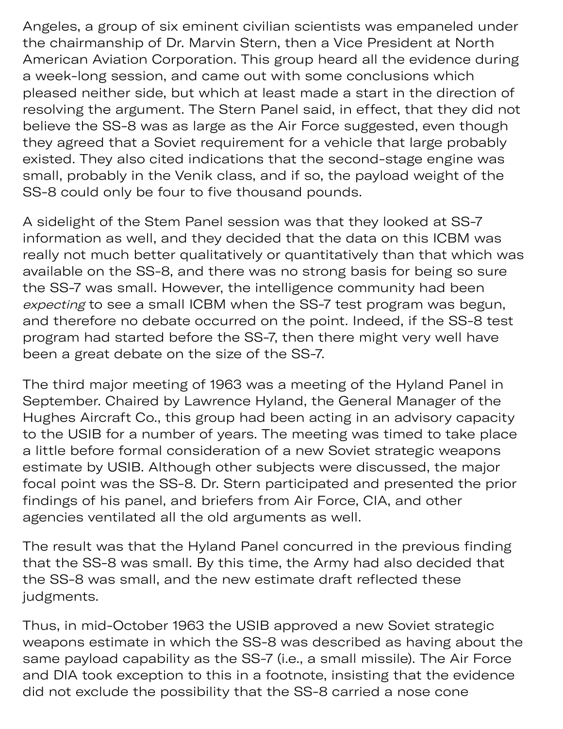Angeles, a group of six eminent civilian scientists was empaneled under the chairmanship of Dr. Marvin Stern, then a Vice President at North American Aviation Corporation. This group heard all the evidence during a week-long session, and came out with some conclusions which pleased neither side, but which at least made a start in the direction of resolving the argument. The Stern Panel said, in effect, that they did not believe the SS-8 was as large as the Air Force suggested, even though they agreed that a Soviet requirement for a vehicle that large probably existed. They also cited indications that the second-stage engine was small, probably in the Venik class, and if so, the payload weight of the SS-8 could only be four to five thousand pounds.

A sidelight of the Stem Panel session was that they looked at SS-7 information as well, and they decided that the data on this ICBM was really not much better qualitatively or quantitatively than that which was available on the SS-8, and there was no strong basis for being so sure the SS-7 was small. However, the intelligence community had been *expecting* to see a small ICBM when the SS-7 test program was begun, and therefore no debate occurred on the point. Indeed, if the SS-8 test program had started before the SS-7, then there might very well have been a great debate on the size of the SS-7.

The third major meeting of 1963 was a meeting of the Hyland Panel in September. Chaired by Lawrence Hyland, the General Manager of the Hughes Aircraft Co., this group had been acting in an advisory capacity to the USIB for a number of years. The meeting was timed to take place a little before formal consideration of a new Soviet strategic weapons estimate by USIB. Although other subjects were discussed, the major focal point was the SS-8. Dr. Stern participated and presented the prior findings of his panel, and briefers from Air Force, CIA, and other agencies ventilated all the old arguments as well.

The result was that the Hyland Panel concurred in the previous finding that the SS-8 was small. By this time, the Army had also decided that the SS-8 was small, and the new estimate draft reflected these judgments.

Thus, in mid-October 1963 the USIB approved a new Soviet strategic weapons estimate in which the SS-8 was described as having about the same payload capability as the SS-7 (i.e., a small missile). The Air Force and DIA took exception to this in a footnote, insisting that the evidence did not exclude the possibility that the SS-8 carried a nose cone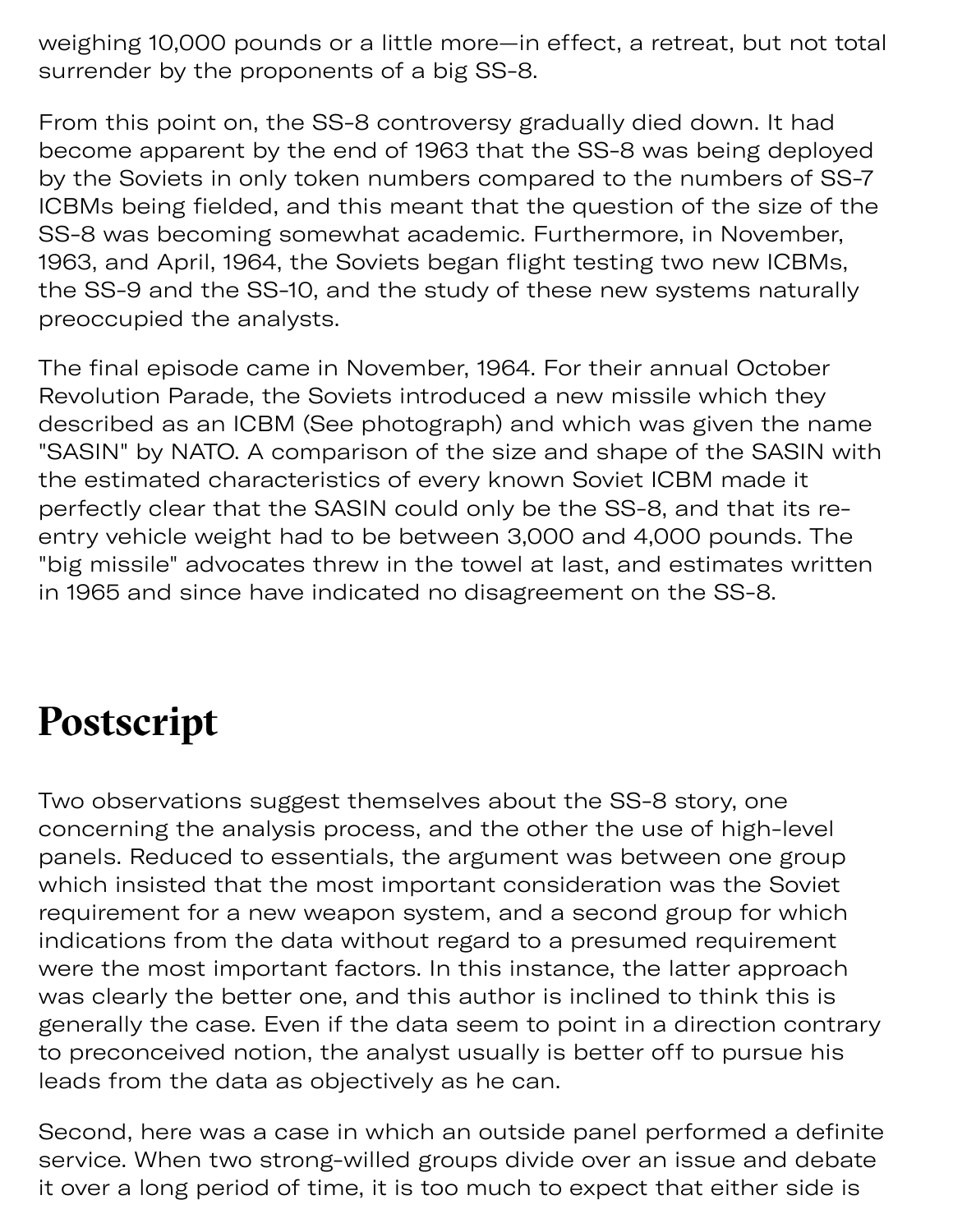weighing 10,000 pounds or a little more—in effect, a retreat, but not total surrender by the proponents of a big SS-8.

From this point on, the SS-8 controversy gradually died down. It had become apparent by the end of 1963 that the SS-8 was being deployed by the Soviets in only token numbers compared to the numbers of SS-7 ICBMs being fielded, and this meant that the question of the size of the SS-8 was becoming somewhat academic. Furthermore, in November, 1963, and April, 1964, the Soviets began flight testing two new ICBMs, the SS-9 and the SS-10, and the study of these new systems naturally preoccupied the analysts.

The final episode came in November, 1964. For their annual October Revolution Parade, the Soviets introduced a new missile which they described as an ICBM (See photograph) and which was given the name "SASIN" by NATO. A comparison of the size and shape of the SASIN with the estimated characteristics of every known Soviet ICBM made it perfectly clear that the SASIN could only be the SS-8, and that its re-entry vehicle weight had to be between 3,000 and 4,000 pounds. The "big missile" advocates threw in the towel at last, and estimates written in 1965 and since have indicated no disagreement on the SS-8.

# Postscript

Two observations suggest themselves about the SS-8 story, one concerning the analysis process, and the other the use of high-level panels. Reduced to essentials, the argument was between one group which insisted that the most important consideration was the Soviet requirement for a new weapon system, and a second group for which indications from the data without regard to a presumed requirement were the most important factors. In this instance, the latter approach was clearly the better one, and this author is inclined to think this is generally the case. Even if the data seem to point in a direction contrary to preconceived notion, the analyst usually is better off to pursue his leads from the data as objectively as he can.

Second, here was a case in which an outside panel performed a definite service. When two strong-willed groups divide over an issue and debate it over a long period of time, it is too much to expect that either side is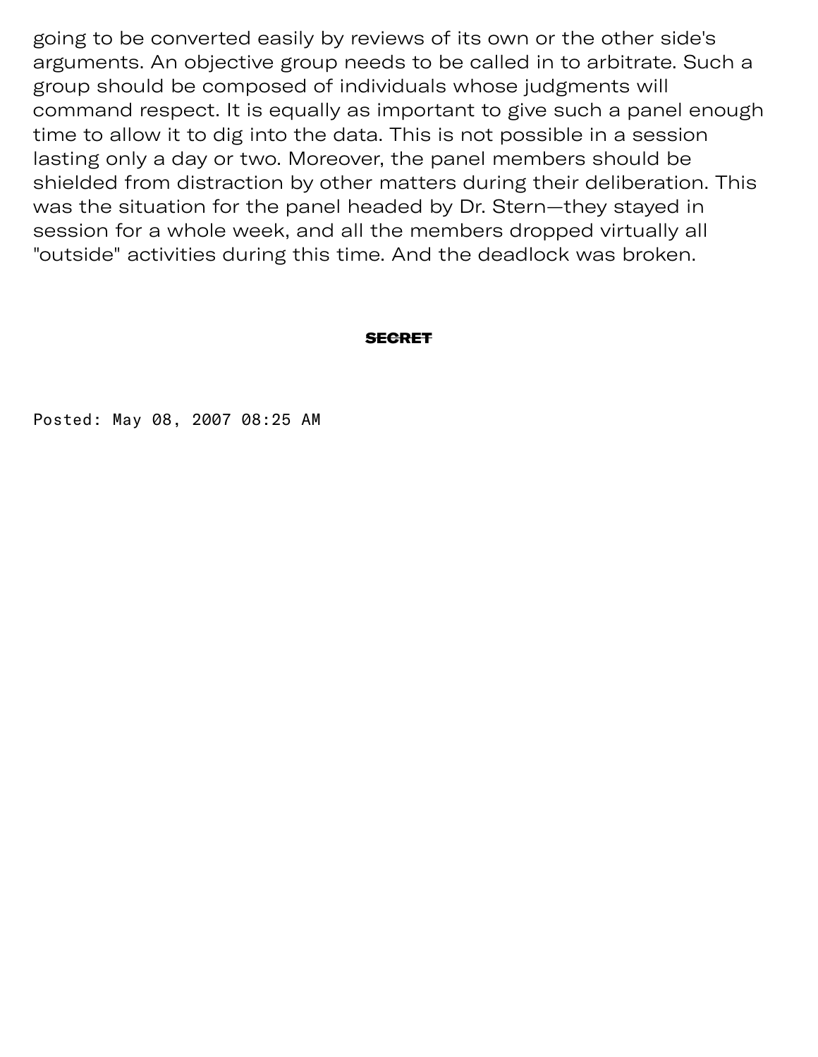going to be converted easily by reviews of its own or the other side's arguments. An objective group needs to be called in to arbitrate. Such a group should be composed of individuals whose judgments will command respect. It is equally as important to give such a panel enough time to allow it to dig into the data. This is not possible in a session lasting only a day or two. Moreover, the panel members should be shielded from distraction by other matters during their deliberation. This was the situation for the panel headed by Dr. Stern—they stayed in session for a whole week, and all the members dropped virtually all "outside" activities during this time. And the deadlock was broken.

~~**SECRET**~~

Posted: May 08, 2007 08:25 AM